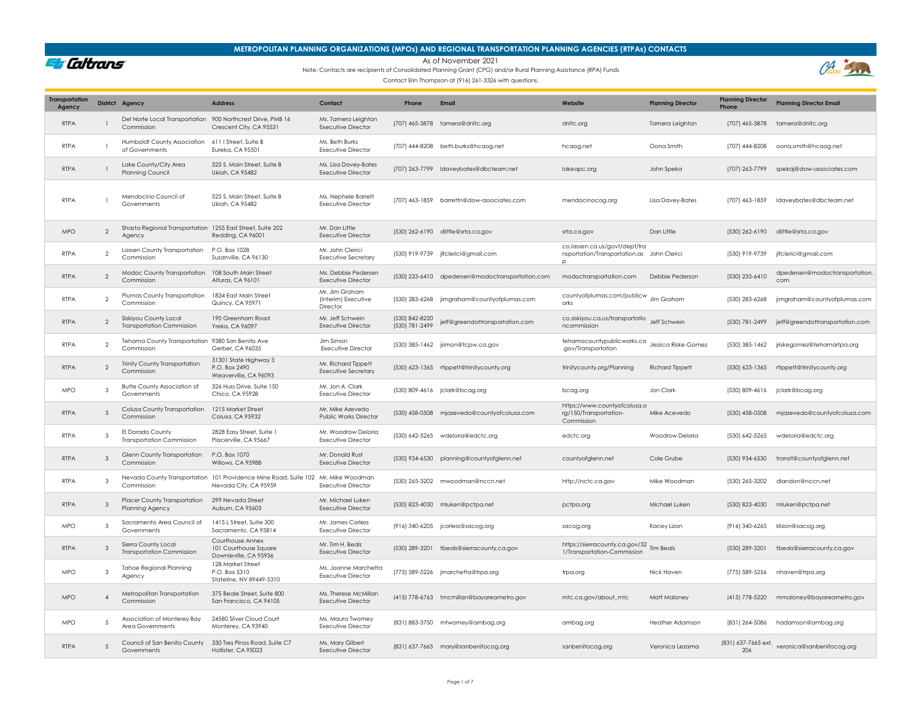# METROPOLITAN PLANNING ORGANIZATIONS (MPOs) AND REGIONAL TRANSPORTATION PLANNING AGENCIES (RTPAs) CONTACTS

As of November 2021

Note: Contacts are recipients of Consolidated Planning Grant (CPG) and/or Rural Planning Assistance (RPA) Funds

Contact Erin Thompson at (916) 261-3326 with questions.

| Transportation Agency | District | Agency | Address | Contact | Phone | Email | Website | Planning Director | Planning Director Phone | Planning Director Email |
|---|---|---|---|---|---|---|---|---|---|---|
| RTPA | 1 | Del Norte Local Transportation Commission | 900 Northcrest Drive, PMB 16 Crescent City, CA 95531 | Ms. Tamera Leighton Executive Director | (707) 465-3878 | tamera@dnltc.org | dnltc.org | Tamera Leighton | (707) 465-3878 | tamera@dnltc.org |
| RTPA | 1 | Humboldt County Association of Governments | 611 I Street, Suite B Eureka, CA 95501 | Ms. Beth Burks Executive Director | (707) 444-8208 | beth.burks@hcaog.net | hcaog.net | Oona Smith | (707) 444-8208 | oona.smith@hcaog.net |
| RTPA | 1 | Lake County/City Area Planning Council | 525 S. Main Street, Suite B Ukiah, CA 95482 | Ms. Lisa Davey-Bates Executive Director | (707) 263-7799 | ldaveybates@dbcteam.net | lakeapc.org | John Speka | (707) 263-7799 | spekaj@dow-associates.com |
| RTPA | 1 | Mendocino Council of Governments | 525 S. Main Street, Suite B Ukiah, CA 95482 | Ms. Nephele Barrett Executive Director | (707) 463-1859 | barrettn@dow-associates.com | mendocinocog.org | Lisa Davey-Bates | (707) 463-1859 | ldaveybates@dbcteam.net |
| MPO | 2 | Shasta Regional Transportation Agency | 1255 East Street, Suite 202 Redding, CA 96001 | Mr. Dan Little Executive Director | (530) 262-6190 | dlittle@srta.ca.gov | srta.ca.gov | Dan Little | (530) 262-6190 | dlittle@srta.ca.gov |
| RTPA | 2 | Lassen County Transportation Commission | P.O. Box 1028 Susanville, CA 96130 | Mr. John Clerici Executive Secretary | (530) 919-9739 | jlfclerici@gmail.com | co.lassen.ca.us/govt/dept/transportation/Transportation.asp | John Clerici | (530) 919-9739 | jlfclerici@gmail.com |
| RTPA | 2 | Modoc County Transportation Commission | 108 South Main Street Alturas, CA 96101 | Ms. Debbie Pedersen Executive Director | (530) 233-6410 | dpedersen@modoctransportation.com | modoctransportation.com | Debbie Pederson | (530) 233-6410 | dpedersen@modoctransportation.com |
| RTPA | 2 | Plumas County Transportation Commission | 1834 East Main Street Quincy, CA 95971 | Mr. Jim Graham (Interim) Executive Director | (530) 283-6268 | jimgraham@countyofplumas.com | countyofplumas.com/publicworks | Jim Graham | (530) 283-6268 | jimgraham@countyofplumas.com |
| RTPA | 2 | Siskiyou County Local Transportation Commission | 190 Greenhorn Road Yreka, CA 96097 | Mr. Jeff Schwein Executive Director | (530) 842-8220 (530) 781-2499 | jeff@greendottransportation.com | co.siskiyou.ca.us/transportationcommission | Jeff Schwein | (530) 781-2499 | jeff@greendottransportation.com |
| RTPA | 2 | Tehama County Transportation Commission | 9380 San Benito Ave Gerber, CA 96035 | Jim Simon Executive Director | (530) 385-1462 | jsimon@tcpw.ca.gov | tehamacountypublicworks.ca.gov/Transportation | Jessica Riske-Gomez | (530) 385-1462 | jriskegomez@tehamartpa.org |
| RTPA | 2 | Trinity County Transportation Commission | 31301 State Highway 3 P.O. Box 2490 Weaverville, CA 96093 | Mr. Richard Tippett Executive Secretary | (530) 623-1365 | rtippett@trinitycounty.org | trinitycounty.org/Planning | Richard Tippett | (530) 623-1365 | rtippett@trinitycounty.org |
| MPO | 3 | Butte County Association of Governments | 326 Huss Drive, Suite 150 Chico, CA 95928 | Mr. Jon A. Clark Executive Director | (530) 809-4616 | jclark@bcag.org | bcag.org | Jon Clark | (530) 809-4616 | jclark@bcag.org |
| RTPA | 3 | Colusa County Transportation Commission | 1215 Market Street Colusa, CA 95932 | Mr. Mike Azevedo Public Works Director | (530) 458-0508 | mjazevedo@countyofcolusa.com | https://www.countyofcolusa.org/150/Transportation-Commission | Mike Acevedo | (530) 458-0508 | mjazevedo@countyofcolusa.com |
| RTPA | 3 | El Dorado County Transportation Commission | 2828 Easy Street, Suite 1 Placerville, CA 95667 | Mr. Woodrow Deloria Executive Director | (530) 642-5265 | wdeloria@edctc.org | edctc.org | Woodrow Deloria | (530) 642-5265 | wdeloria@edctc.org |
| RTPA | 3 | Glenn County Transportation Commission | P.O. Box 1070 Willows, CA 95988 | Mr. Donald Rust Executive Director | (530) 934-6530 | planning@countyofglenn.net | countyofglenn.net | Cole Grube | (530) 934-6530 | transit@countyofglenn.net |
| RTPA | 3 | Nevada County Transportation Commission | 101 Providence Mine Road, Suite 102 Nevada City, CA 95959 | Mr. Mike Woodman Executive Director | (530) 265-3202 | mwoodman@nccn.net | http://nctc.ca.gov | Mike Woodman | (530) 265-3202 | dlandon@nccn.net |
| RTPA | 3 | Placer County Transportation Planning Agency | 299 Nevada Street Auburn, CA 95603 | Mr. Michael Luken Executive Director | (530) 823-4030 | mluken@pctpa.net | pctpa.org | Michael Luken | (530) 823-4030 | mluken@pctpa.net |
| MPO | 3 | Sacramento Area Council of Governments | 1415 L Street, Suite 300 Sacramento, CA 95814 | Mr. James Corless Executive Director | (916) 340-6205 | jcorless@sacog.org | sacog.org | Kacey Lizon | (916) 340-6265 | klizon@sacog.org |
| RTPA | 3 | Sierra County Local Transportation Commission | Courthouse Annex 101 Courthouse Square Downieville, CA 95936 | Mr. Tim H. Beals Executive Director | (530) 289-3201 | tbeals@sierracounty.ca.gov | https://sierracounty.ca.gov/321/Transportation-Commission | Tim Beals | (530) 289-3201 | tbeals@sierracounty.ca.gov |
| MPO | 3 | Tahoe Regional Planning Agency | 128 Market Street P.O. Box 5310 Stateline, NV 89449-5310 | Ms. Joanne Marchetta Executive Director | (775) 589-5226 | jmarchetta@trpa.org | trpa.org | Nick Haven | (775) 589-5256 | nhaven@trpa.org |
| MPO | 4 | Metropolitan Transportation Commission | 375 Beale Street, Suite 800 San Francisco, CA 94105 | Ms. Therese McMillan Executive Director | (415) 778-6763 | tmcmillan@bayareametro.gov | mtc.ca.gov/about_mtc | Matt Maloney | (415) 778-5220 | mmaloney@bayareametro.gov |
| MPO | 5 | Association of Monterey Bay Area Governments | 24580 Silver Cloud Court Monterey, CA 93940 | Ms. Maura Twomey Executive Director | (831) 883-3750 | mtwomey@ambag.org | ambag.org | Heather Adamson | (831) 264-5086 | hadamson@ambag.org |
| RTPA | 5 | Council of San Benito County Governments | 330 Tres Pinos Road, Suite C7 Hollister, CA 95023 | Ms. Mary Gilbert Executive Director | (831) 637-7665 | mary@sanbenitocog.org | sanbenitocog.org | Veronica Lezama | (831) 637-7665 ext. 206 | veronica@sanbenitocog.org |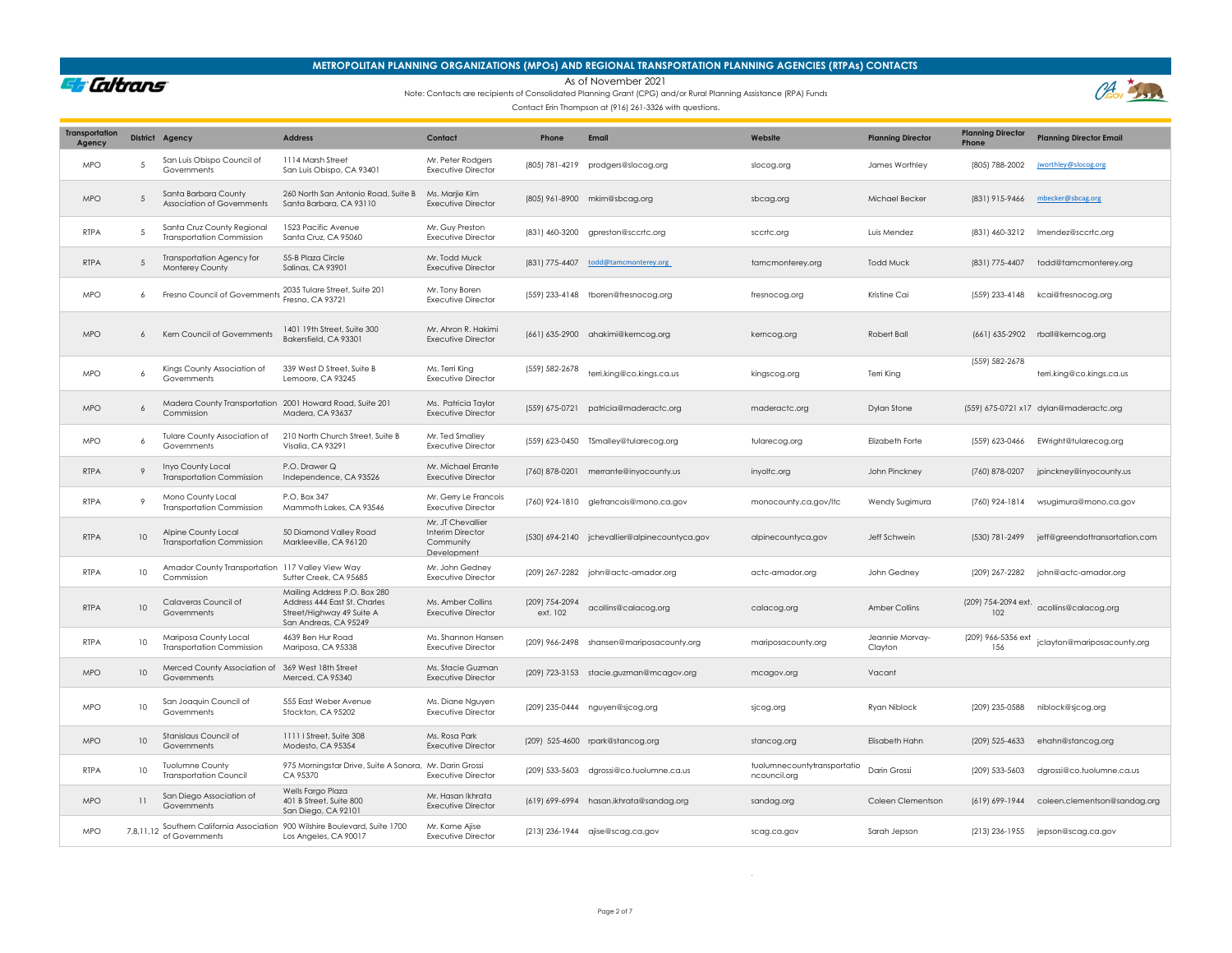# METROPOLITAN PLANNING ORGANIZATIONS (MPOs) AND REGIONAL TRANSPORTATION PLANNING AGENCIES (RTPAs) CONTACTS

As of November 2021

Note: Contacts are recipients of Consolidated Planning Grant (CPG) and/or Rural Planning Assistance (RPA) Funds

Contact Erin Thompson at (916) 261-3326 with questions.

| Transportation Agency | District | Agency | Address | Contact | Phone | Email | Website | Planning Director | Planning Director Phone | Planning Director Email |
|---|---|---|---|---|---|---|---|---|---|---|
| MPO | 5 | San Luis Obispo Council of Governments | 1114 Marsh Street San Luis Obispo, CA 93401 | Mr. Peter Rodgers Executive Director | (805) 781-4219 | prodgers@slocog.org | slocog.org | James Worthley | (805) 788-2002 | jworthley@slocog.org |
| MPO | 5 | Santa Barbara County Association of Governments | 260 North San Antonio Road, Suite B Santa Barbara, CA 93110 | Ms. Marjie Kirn Executive Director | (805) 961-8900 | mkirn@sbcag.org | sbcag.org | Michael Becker | (831) 915-9466 | mbecker@sbcag.org |
| RTPA | 5 | Santa Cruz County Regional Transportation Commission | 1523 Pacific Avenue Santa Cruz, CA 95060 | Mr. Guy Preston Executive Director | (831) 460-3200 | gpreston@sccrtc.org | sccrtc.org | Luis Mendez | (831) 460-3212 | lmendez@sccrtc.org |
| RTPA | 5 | Transportation Agency for Monterey County | 55-B Plaza Circle Salinas, CA 93901 | Mr. Todd Muck Executive Director | (831) 775-4407 | todd@tamcmonterey.org | tamcmonterey.org | Todd Muck | (831) 775-4407 | todd@tamcmonterey.org |
| MPO | 6 | Fresno Council of Governments | 2035 Tulare Street, Suite 201 Fresno, CA 93721 | Mr. Tony Boren Executive Director | (559) 233-4148 | tboren@fresnocog.org | fresnocog.org | Kristine Cai | (559) 233-4148 | kcai@fresnocog.org |
| MPO | 6 | Kern Council of Governments | 1401 19th Street, Suite 300 Bakersfield, CA 93301 | Mr. Ahron R. Hakimi Executive Director | (661) 635-2900 | ahakimi@kerncog.org | kerncog.org | Robert Ball | (661) 635-2902 | rball@kerncog.org |
| MPO | 6 | Kings County Association of Governments | 339 West D Street, Suite B Lemoore, CA 93245 | Ms. Terri King Executive Director | (559) 582-2678 | terri.king@co.kings.ca.us | kingscog.org | Terri King | (559) 582-2678 | terri.king@co.kings.ca.us |
| MPO | 6 | Madera County Transportation Commission | 2001 Howard Road, Suite 201 Madera, CA 93637 | Ms. Patricia Taylor Executive Director | (559) 675-0721 | patricia@maderactc.org | maderactc.org | Dylan Stone | (559) 675-0721 x17 | dylan@maderactc.org |
| MPO | 6 | Tulare County Association of Governments | 210 North Church Street, Suite B Visalia, CA 93291 | Mr. Ted Smalley Executive Director | (559) 623-0450 | TSmalley@tularecog.org | tularecog.org | Elizabeth Forte | (559) 623-0466 | EWright@tularecog.org |
| RTPA | 9 | Inyo County Local Transportation Commission | P.O. Drawer Q Independence, CA 93526 | Mr. Michael Errante Executive Director | (760) 878-0201 | merrante@inyocounty.us | inyoltc.org | John Pinckney | (760) 878-0207 | jpinckney@inyocounty.us |
| RTPA | 9 | Mono County Local Transportation Commission | P.O. Box 347 Mammoth Lakes, CA 93546 | Mr. Gerry Le Francois Executive Director | (760) 924-1810 | glefrancois@mono.ca.gov | monocounty.ca.gov/ltc | Wendy Sugimura | (760) 924-1814 | wsugimura@mono.ca.gov |
| RTPA | 10 | Alpine County Local Transportation Commission | 50 Diamond Valley Road Markleeville, CA 96120 | Mr. JT Chevallier Interim Director Community Development | (530) 694-2140 | jchevallier@alpinecountyca.gov | alpinecountyca.gov | Jeff Schwein | (530) 781-2499 | jeff@greendottransortation.com |
| RTPA | 10 | Amador County Transportation Commission | 117 Valley View Way Sutter Creek, CA 95685 | Mr. John Gedney Executive Director | (209) 267-2282 | john@actc-amador.org | actc-amador.org | John Gedney | (209) 267-2282 | john@actc-amador.org |
| RTPA | 10 | Calaveras Council of Governments | Mailing Address P.O. Box 280 Address 444 East St. Charles Street/Highway 49 Suite A San Andreas, CA 95249 | Ms. Amber Collins Executive Director | (209) 754-2094 ext. 102 | acollins@calacog.org | calacog.org | Amber Collins | (209) 754-2094 ext. 102 | acollins@calacog.org |
| RTPA | 10 | Mariposa County Local Transportation Commission | 4639 Ben Hur Road Mariposa, CA 95338 | Ms. Shannon Hansen Executive Director | (209) 966-2498 | shansen@mariposacounty.org | mariposacounty.org | Jeannie Morvay-Clayton | (209) 966-5356 ext 156 | jclayton@mariposacounty.org |
| MPO | 10 | Merced County Association of Governments | 369 West 18th Street Merced, CA 95340 | Ms. Stacie Guzman Executive Director | (209) 723-3153 | stacie.guzman@mcagov.org | mcagov.org | Vacant | | |
| MPO | 10 | San Joaquin Council of Governments | 555 East Weber Avenue Stockton, CA 95202 | Ms. Diane Nguyen Executive Director | (209) 235-0444 | nguyen@sjcog.org | sjcog.org | Ryan Niblock | (209) 235-0588 | niblock@sjcog.org |
| MPO | 10 | Stanislaus Council of Governments | 1111 I Street, Suite 308 Modesto, CA 95354 | Ms. Rosa Park Executive Director | (209) 525-4600 | rpark@stancog.org | stancog.org | Elisabeth Hahn | (209) 525-4633 | ehahn@stancog.org |
| RTPA | 10 | Tuolumne County Transportation Council | 975 Morningstar Drive, Suite A Sonora, CA 95370 | Mr. Darin Grossi Executive Director | (209) 533-5603 | dgrossi@co.tuolumne.ca.us | tuolumnecountytransportationcouncil.org | Darin Grossi | (209) 533-5603 | dgrossi@co.tuolumne.ca.us |
| MPO | 11 | San Diego Association of Governments | Wells Fargo Plaza 401 B Street, Suite 800 San Diego, CA 92101 | Mr. Hasan Ikhrata Executive Director | (619) 699-6994 | hasan.ikhrata@sandag.org | sandag.org | Coleen Clementson | (619) 699-1944 | coleen.clementson@sandag.org |
| MPO | 7,8,11,12 | Southern California Association of Governments | 900 Wilshire Boulevard, Suite 1700 Los Angeles, CA 90017 | Mr. Kome Ajise Executive Director | (213) 236-1944 | ajise@scag.ca.gov | scag.ca.gov | Sarah Jepson | (213) 236-1955 | jepson@scag.ca.gov |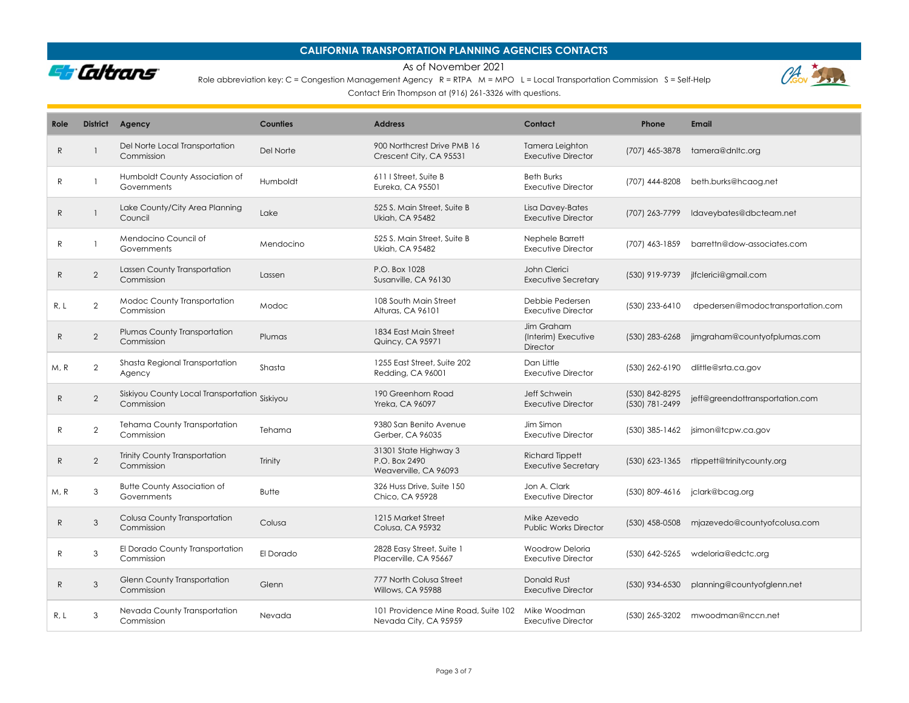# CALIFORNIA TRANSPORTATION PLANNING AGENCIES CONTACTS

As of November 2021

Role abbreviation key: C = Congestion Management Agency R = RTPA M = MPO L = Local Transportation Commission S = Self-Help

Contact Erin Thompson at (916) 261-3326 with questions.

| Role | District | Agency | Counties | Address | Contact | Phone | Email |
|---|---|---|---|---|---|---|---|
| R | 1 | Del Norte Local Transportation Commission | Del Norte | 900 Northcrest Drive PMB 16<br>Crescent City, CA 95531 | Tamera Leighton<br>Executive Director | (707) 465-3878 | tamera@dnltc.org |
| R | 1 | Humboldt County Association of Governments | Humboldt | 611 I Street, Suite B<br>Eureka, CA 95501 | Beth Burks<br>Executive Director | (707) 444-8208 | beth.burks@hcaog.net |
| R | 1 | Lake County/City Area Planning Council | Lake | 525 S. Main Street, Suite B<br>Ukiah, CA 95482 | Lisa Davey-Bates<br>Executive Director | (707) 263-7799 | ldaveybates@dbcteam.net |
| R | 1 | Mendocino Council of Governments | Mendocino | 525 S. Main Street, Suite B<br>Ukiah, CA 95482 | Nephele Barrett<br>Executive Director | (707) 463-1859 | barrettn@dow-associates.com |
| R | 2 | Lassen County Transportation Commission | Lassen | P.O. Box 1028<br>Susanville, CA 96130 | John Clerici<br>Executive Secretary | (530) 919-9739 | jlfclerici@gmail.com |
| R, L | 2 | Modoc County Transportation Commission | Modoc | 108 South Main Street<br>Alturas, CA 96101 | Debbie Pedersen<br>Executive Director | (530) 233-6410 | dpedersen@modoctransportation.com |
| R | 2 | Plumas County Transportation Commission | Plumas | 1834 East Main Street<br>Quincy, CA 95971 | Jim Graham<br>(Interim) Executive Director | (530) 283-6268 | jimgraham@countyofplumas.com |
| M, R | 2 | Shasta Regional Transportation Agency | Shasta | 1255 East Street, Suite 202<br>Redding, CA 96001 | Dan Little<br>Executive Director | (530) 262-6190 | dlittle@srta.ca.gov |
| R | 2 | Siskiyou County Local Transportation Commission | Siskiyou | 190 Greenhorn Road<br>Yreka, CA 96097 | Jeff Schwein<br>Executive Director | (530) 842-8295<br>(530) 781-2499 | jeff@greendottransportation.com |
| R | 2 | Tehama County Transportation Commission | Tehama | 9380 San Benito Avenue<br>Gerber, CA 96035 | Jim Simon<br>Executive Director | (530) 385-1462 | jsimon@tcpw.ca.gov |
| R | 2 | Trinity County Transportation Commission | Trinity | 31301 State Highway 3<br>P.O. Box 2490<br>Weaverville, CA 96093 | Richard Tippett<br>Executive Secretary | (530) 623-1365 | rtippett@trinitycounty.org |
| M, R | 3 | Butte County Association of Governments | Butte | 326 Huss Drive, Suite 150<br>Chico, CA 95928 | Jon A. Clark<br>Executive Director | (530) 809-4616 | jclark@bcag.org |
| R | 3 | Colusa County Transportation Commission | Colusa | 1215 Market Street<br>Colusa, CA 95932 | Mike Azevedo<br>Public Works Director | (530) 458-0508 | mjazevedo@countyofcolusa.com |
| R | 3 | El Dorado County Transportation Commission | El Dorado | 2828 Easy Street, Suite 1<br>Placerville, CA 95667 | Woodrow Deloria<br>Executive Director | (530) 642-5265 | wdeloria@edctc.org |
| R | 3 | Glenn County Transportation Commission | Glenn | 777 North Colusa Street<br>Willows, CA 95988 | Donald Rust<br>Executive Director | (530) 934-6530 | planning@countyofglenn.net |
| R, L | 3 | Nevada County Transportation Commission | Nevada | 101 Providence Mine Road, Suite 102<br>Nevada City, CA 95959 | Mike Woodman<br>Executive Director | (530) 265-3202 | mwoodman@nccn.net |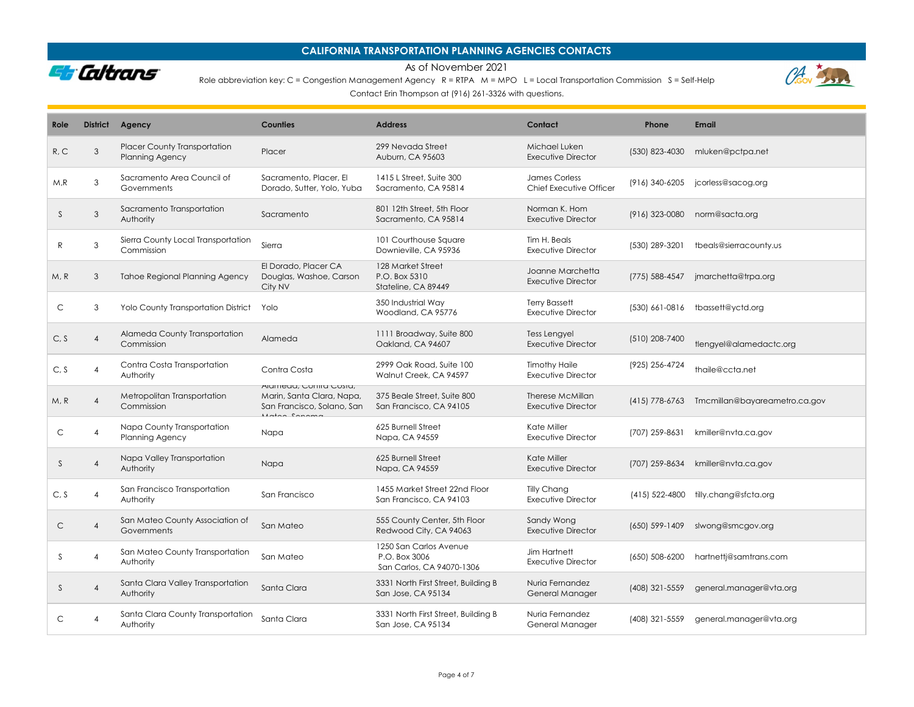# CALIFORNIA TRANSPORTATION PLANNING AGENCIES CONTACTS

As of November 2021

Role abbreviation key: C = Congestion Management Agency R = RTPA M = MPO L = Local Transportation Commission S = Self-Help

Contact Erin Thompson at (916) 261-3326 with questions.

| Role | District | Agency | Counties | Address | Contact | Phone | Email |
|---|---|---|---|---|---|---|---|
| R, C | 3 | Placer County Transportation Planning Agency | Placer | 299 Nevada Street Auburn, CA 95603 | Michael Luken Executive Director | (530) 823-4030 | mluken@pctpa.net |
| M,R | 3 | Sacramento Area Council of Governments | Sacramento, Placer, El Dorado, Sutter, Yolo, Yuba | 1415 L Street, Suite 300 Sacramento, CA 95814 | James Corless Chief Executive Officer | (916) 340-6205 | jcorless@sacog.org |
| S | 3 | Sacramento Transportation Authority | Sacramento | 801 12th Street, 5th Floor Sacramento, CA 95814 | Norman K. Hom Executive Director | (916) 323-0080 | norm@sacta.org |
| R | 3 | Sierra County Local Transportation Commission | Sierra | 101 Courthouse Square Downieville, CA 95936 | Tim H. Beals Executive Director | (530) 289-3201 | tbeals@sierracounty.us |
| M, R | 3 | Tahoe Regional Planning Agency | El Dorado, Placer CA Douglas, Washoe, Carson City NV | 128 Market Street P.O. Box 5310 Stateline, CA 89449 | Joanne Marchetta Executive Director | (775) 588-4547 | jmarchetta@trpa.org |
| C | 3 | Yolo County Transportation District | Yolo | 350 Industrial Way Woodland, CA 95776 | Terry Bassett Executive Director | (530) 661-0816 | tbassett@yctd.org |
| C, S | 4 | Alameda County Transportation Commission | Alameda | 1111 Broadway, Suite 800 Oakland, CA 94607 | Tess Lengyel Executive Director | (510) 208-7400 | tlengyel@alamedactc.org |
| C, S | 4 | Contra Costa Transportation Authority | Contra Costa | 2999 Oak Road, Suite 100 Walnut Creek, CA 94597 | Timothy Haile Executive Director | (925) 256-4724 | thaile@ccta.net |
| M, R | 4 | Metropolitan Transportation Commission | Alameda, Contra Costa, Marin, Santa Clara, Napa, San Francisco, Solano, San Mateo, Sonoma | 375 Beale Street, Suite 800 San Francisco, CA 94105 | Therese McMillan Executive Director | (415) 778-6763 | Tmcmillan@bayareametro.ca.gov |
| C | 4 | Napa County Transportation Planning Agency | Napa | 625 Burnell Street Napa, CA 94559 | Kate Miller Executive Director | (707) 259-8631 | kmiller@nvta.ca.gov |
| S | 4 | Napa Valley Transportation Authority | Napa | 625 Burnell Street Napa, CA 94559 | Kate Miller Executive Director | (707) 259-8634 | kmiller@nvta.ca.gov |
| C, S | 4 | San Francisco Transportation Authority | San Francisco | 1455 Market Street 22nd Floor San Francisco, CA 94103 | Tilly Chang Executive Director | (415) 522-4800 | tilly.chang@sfcta.org |
| C | 4 | San Mateo County Association of Governments | San Mateo | 555 County Center, 5th Floor Redwood City, CA 94063 | Sandy Wong Executive Director | (650) 599-1409 | slwong@smcgov.org |
| S | 4 | San Mateo County Transportation Authority | San Mateo | 1250 San Carlos Avenue P.O. Box 3006 San Carlos, CA 94070-1306 | Jim Hartnett Executive Director | (650) 508-6200 | hartnettj@samtrans.com |
| S | 4 | Santa Clara Valley Transportation Authority | Santa Clara | 3331 North First Street, Building B San Jose, CA 95134 | Nuria Fernandez General Manager | (408) 321-5559 | general.manager@vta.org |
| C | 4 | Santa Clara County Transportation Authority | Santa Clara | 3331 North First Street, Building B San Jose, CA 95134 | Nuria Fernandez General Manager | (408) 321-5559 | general.manager@vta.org |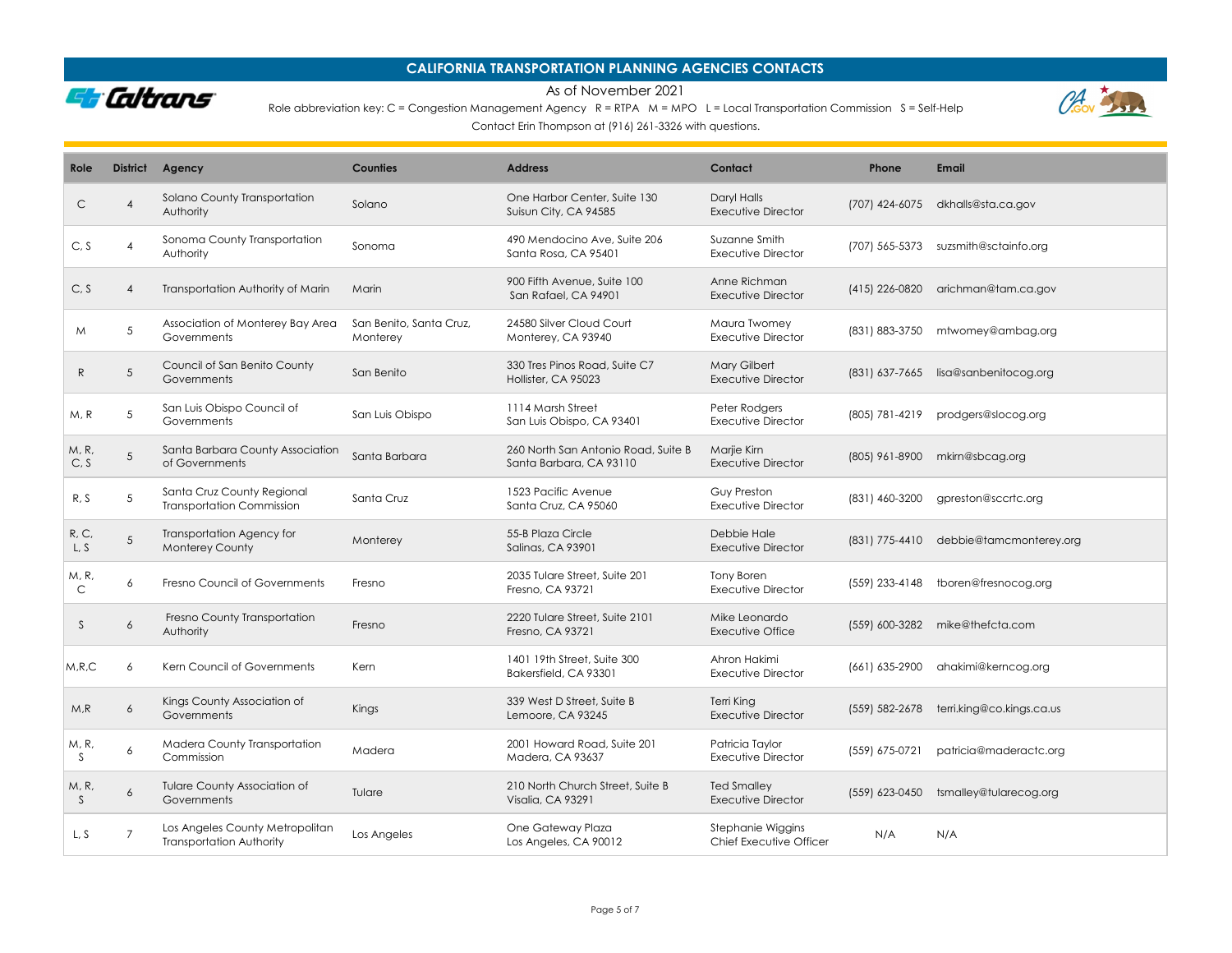# CALIFORNIA TRANSPORTATION PLANNING AGENCIES CONTACTS

As of November 2021

Role abbreviation key: C = Congestion Management Agency R = RTPA M = MPO L = Local Transportation Commission S = Self-Help

Contact Erin Thompson at (916) 261-3326 with questions.

| Role | District | Agency | Counties | Address | Contact | Phone | Email |
|---|---|---|---|---|---|---|---|
| C | 4 | Solano County Transportation Authority | Solano | One Harbor Center, Suite 130<br>Suisun City, CA 94585 | Daryl Halls<br>Executive Director | (707) 424-6075 | dkhalls@sta.ca.gov |
| C, S | 4 | Sonoma County Transportation Authority | Sonoma | 490 Mendocino Ave, Suite 206<br>Santa Rosa, CA 95401 | Suzanne Smith<br>Executive Director | (707) 565-5373 | suzsmith@sctainfo.org |
| C, S | 4 | Transportation Authority of Marin | Marin | 900 Fifth Avenue, Suite 100<br>San Rafael, CA 94901 | Anne Richman<br>Executive Director | (415) 226-0820 | arichman@tam.ca.gov |
| M | 5 | Association of Monterey Bay Area Governments | San Benito, Santa Cruz, Monterey | 24580 Silver Cloud Court<br>Monterey, CA 93940 | Maura Twomey<br>Executive Director | (831) 883-3750 | mtwomey@ambag.org |
| R | 5 | Council of San Benito County Governments | San Benito | 330 Tres Pinos Road, Suite C7<br>Hollister, CA 95023 | Mary Gilbert<br>Executive Director | (831) 637-7665 | lisa@sanbenitocog.org |
| M, R | 5 | San Luis Obispo Council of Governments | San Luis Obispo | 1114 Marsh Street<br>San Luis Obispo, CA 93401 | Peter Rodgers<br>Executive Director | (805) 781-4219 | prodgers@slocog.org |
| M, R, C, S | 5 | Santa Barbara County Association of Governments | Santa Barbara | 260 North San Antonio Road, Suite B<br>Santa Barbara, CA 93110 | Marjie Kirn<br>Executive Director | (805) 961-8900 | mkirn@sbcag.org |
| R, S | 5 | Santa Cruz County Regional Transportation Commission | Santa Cruz | 1523 Pacific Avenue<br>Santa Cruz, CA 95060 | Guy Preston<br>Executive Director | (831) 460-3200 | gpreston@sccrtc.org |
| R, C, L, S | 5 | Transportation Agency for Monterey County | Monterey | 55-B Plaza Circle<br>Salinas, CA 93901 | Debbie Hale<br>Executive Director | (831) 775-4410 | debbie@tamcmonterey.org |
| M, R, C | 6 | Fresno Council of Governments | Fresno | 2035 Tulare Street, Suite 201<br>Fresno, CA 93721 | Tony Boren<br>Executive Director | (559) 233-4148 | tboren@fresnocog.org |
| S | 6 | Fresno County Transportation Authority | Fresno | 2220 Tulare Street, Suite 2101<br>Fresno, CA 93721 | Mike Leonardo<br>Executive Office | (559) 600-3282 | mike@thefcta.com |
| M,R,C | 6 | Kern Council of Governments | Kern | 1401 19th Street, Suite 300<br>Bakersfield, CA 93301 | Ahron Hakimi<br>Executive Director | (661) 635-2900 | ahakimi@kerncog.org |
| M,R | 6 | Kings County Association of Governments | Kings | 339 West D Street, Suite B<br>Lemoore, CA 93245 | Terri King<br>Executive Director | (559) 582-2678 | terri.king@co.kings.ca.us |
| M, R, S | 6 | Madera County Transportation Commission | Madera | 2001 Howard Road, Suite 201<br>Madera, CA 93637 | Patricia Taylor<br>Executive Director | (559) 675-0721 | patricia@maderactc.org |
| M, R, S | 6 | Tulare County Association of Governments | Tulare | 210 North Church Street, Suite B<br>Visalia, CA 93291 | Ted Smalley<br>Executive Director | (559) 623-0450 | tsmalley@tularecog.org |
| L, S | 7 | Los Angeles County Metropolitan Transportation Authority | Los Angeles | One Gateway Plaza<br>Los Angeles, CA 90012 | Stephanie Wiggins<br>Chief Executive Officer | N/A | N/A |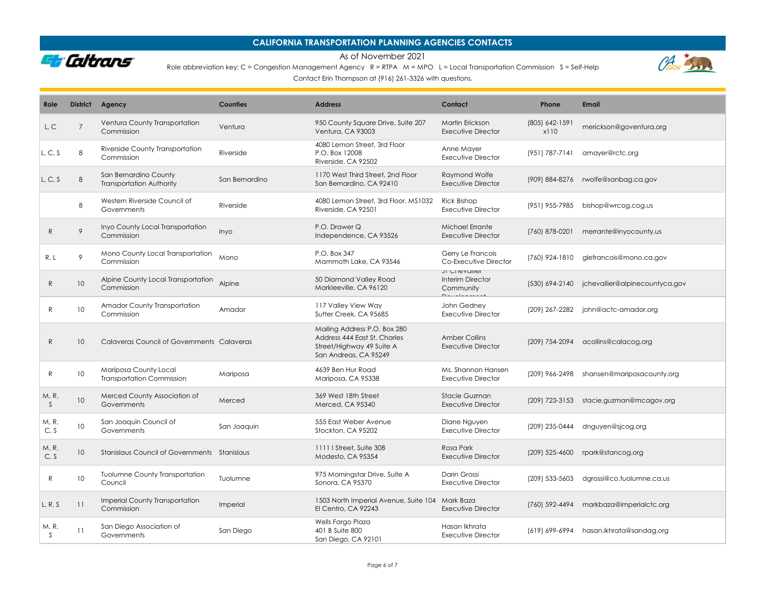## CALIFORNIA TRANSPORTATION PLANNING AGENCIES CONTACTS

As of November 2021

Role abbreviation key: C = Congestion Management Agency R = RTPA M = MPO L = Local Transportation Commission S = Self-Help

Contact Erin Thompson at (916) 261-3326 with questions.

| Role | District | Agency | Counties | Address | Contact | Phone | Email |
|---|---|---|---|---|---|---|---|
| L, C | 7 | Ventura County Transportation Commission | Ventura | 950 County Square Drive, Suite 207<br>Ventura, CA 93003 | Martin Erickson<br>Executive Director | (805) 642-1591 x110 | merickson@goventura.org |
| L, C, S | 8 | Riverside County Transportation Commission | Riverside | 4080 Lemon Street, 3rd Floor<br>P.O. Box 12008<br>Riverside, CA 92502 | Anne Mayer<br>Executive Director | (951) 787-7141 | amayer@rctc.org |
| L, C, S | 8 | San Bernardino County Transportation Authority | San Bernardino | 1170 West Third Street, 2nd Floor<br>San Bernardino, CA 92410 | Raymond Wolfe<br>Executive Director | (909) 884-8276 | rwolfe@sanbag.ca.gov |
| | 8 | Western Riverside Council of Governments | Riverside | 4080 Lemon Street, 3rd Floor. MS1032<br>Riverside, CA 92501 | Rick Bishop<br>Executive Director | (951) 955-7985 | bishop@wrcog.cog.us |
| R | 9 | Inyo County Local Transportation Commission | Inyo | P.O. Drawer Q<br>Independence, CA 93526 | Michael Errante<br>Executive Director | (760) 878-0201 | merrante@inyocounty.us |
| R, L | 9 | Mono County Local Transportation Commission | Mono | P.O. Box 347<br>Mammoth Lake, CA 93546 | Gerry Le Francois<br>Co-Executive Director | (760) 924-1810 | glefrancois@mono.ca.gov |
| R | 10 | Alpine County Local Transportation Commission | Alpine | 50 Diamond Valley Road<br>Markleeville, CA 96120 | JT Chevallier<br>Interim Director<br>Community Development | (530) 694-2140 | jchevallier@alpinecountyca.gov |
| R | 10 | Amador County Transportation Commission | Amador | 117 Valley View Way<br>Sutter Creek, CA 95685 | John Gedney<br>Executive Director | (209) 267-2282 | john@actc-amador.org |
| R | 10 | Calaveras Council of Governments | Calaveras | Mailing Address P.O. Box 280<br>Address 444 East St. Charles Street/Highway 49 Suite A<br>San Andreas, CA 95249 | Amber Collins<br>Executive Director | (209) 754-2094 | acollins@calacog.org |
| R | 10 | Mariposa County Local Transportation Commission | Mariposa | 4639 Ben Hur Road<br>Mariposa, CA 95338 | Ms. Shannon Hansen<br>Executive Director | (209) 966-2498 | shansen@mariposacounty.org |
| M, R, S | 10 | Merced County Association of Governments | Merced | 369 West 18th Street<br>Merced, CA 95340 | Stacie Guzman<br>Executive Director | (209) 723-3153 | stacie.guzman@mcagov.org |
| M, R, C, S | 10 | San Joaquin Council of Governments | San Joaquin | 555 East Weber Avenue<br>Stockton, CA 95202 | Diane Nguyen<br>Executive Director | (209) 235-0444 | dnguyen@sjcog.org |
| M, R, C, S | 10 | Stanislaus Council of Governments | Stanislaus | 1111 I Street, Suite 308<br>Modesto, CA 95354 | Rosa Park<br>Executive Director | (209) 525-4600 | rpark@stancog.org |
| R | 10 | Tuolumne County Transportation Council | Tuolumne | 975 Morningstar Drive, Suite A<br>Sonora, CA 95370 | Darin Grossi<br>Executive Director | (209) 533-5603 | dgrossi@co.tuolumne.ca.us |
| L, R, S | 11 | Imperial County Transportation Commission | Imperial | 1503 North Imperial Avenue, Suite 104<br>El Centro, CA 92243 | Mark Baza<br>Executive Director | (760) 592-4494 | markbaza@imperialctc.org |
| M, R, S | 11 | San Diego Association of Governments | San Diego | Wells Fargo Plaza<br>401 B Suite 800<br>San Diego, CA 92101 | Hasan Ikhrata<br>Executive Director | (619) 699-6994 | hasan.ikhrata@sandag.org |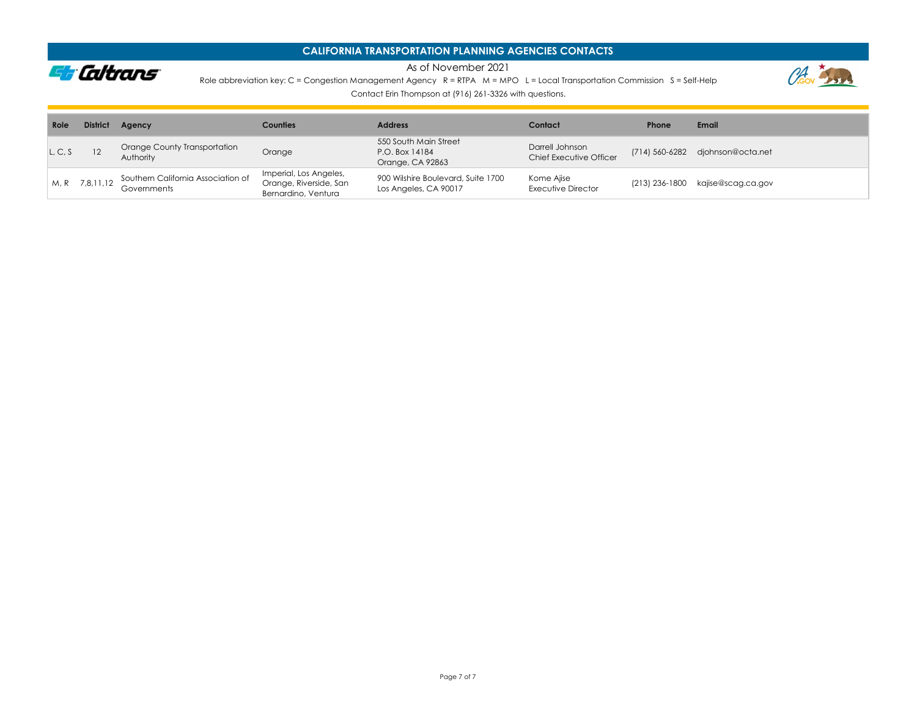# CALIFORNIA TRANSPORTATION PLANNING AGENCIES CONTACTS

As of November 2021

Role abbreviation key: C = Congestion Management Agency R = RTPA M = MPO L = Local Transportation Commission S = Self-Help

Contact Erin Thompson at (916) 261-3326 with questions.

| Role | District | Agency | Counties | Address | Contact | Phone | Email |
|---|---|---|---|---|---|---|---|
| L, C, S | 12 | Orange County Transportation Authority | Orange | 550 South Main Street<br>P.O. Box 14184<br>Orange, CA 92863 | Darrell Johnson<br>Chief Executive Officer | (714) 560-6282 | djohnson@octa.net |
| M, R | 7,8,11,12 | Southern California Association of Governments | Imperial, Los Angeles, Orange, Riverside, San Bernardino, Ventura | 900 Wilshire Boulevard, Suite 1700<br>Los Angeles, CA 90017 | Kome Ajise<br>Executive Director | (213) 236-1800 | kajise@scag.ca.gov |